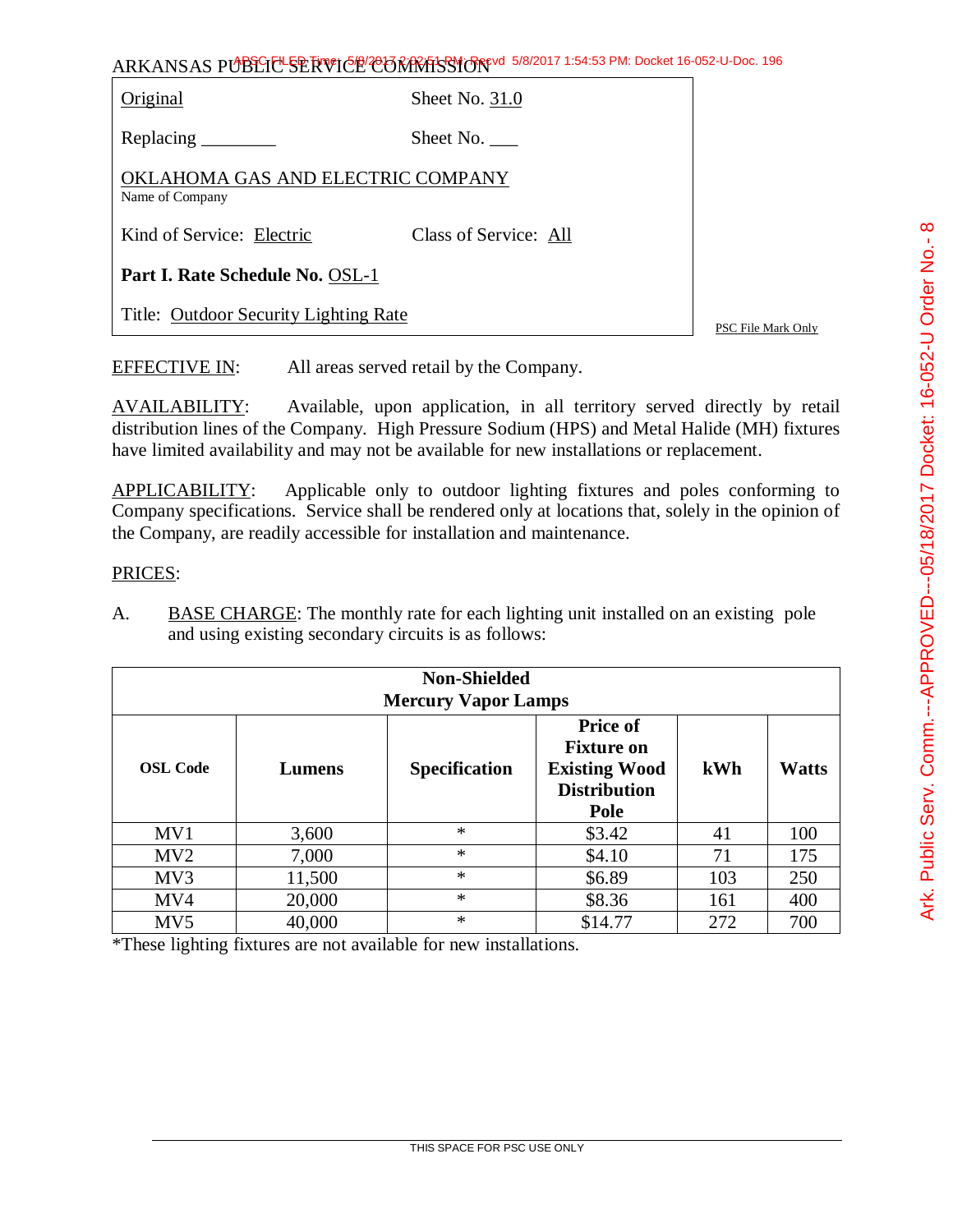ARKANSAS PUBLIC SERVICE COMMISSION

| | |
|---|---|
| Original | Sheet No. 31.0 |
| Replacing ________ | Sheet No. ___ |
| OKLAHOMA GAS AND ELECTRIC COMPANY<br>Name of Company | |
| Kind of Service: Electric | Class of Service: All |
| **Part I. Rate Schedule No.** OSL-1 | |
| Title: Outdoor Security Lighting Rate | |

PSC File Mark Only

EFFECTIVE IN: All areas served retail by the Company.

AVAILABILITY: Available, upon application, in all territory served directly by retail distribution lines of the Company. High Pressure Sodium (HPS) and Metal Halide (MH) fixtures have limited availability and may not be available for new installations or replacement.

APPLICABILITY: Applicable only to outdoor lighting fixtures and poles conforming to Company specifications. Service shall be rendered only at locations that, solely in the opinion of the Company, are readily accessible for installation and maintenance.

PRICES:

A. BASE CHARGE: The monthly rate for each lighting unit installed on an existing pole and using existing secondary circuits is as follows:

| **Non-Shielded Mercury Vapor Lamps** | | | | | |
|---|---|---|---|---|---|
| **OSL Code** | **Lumens** | **Specification** | **Price of Fixture on Existing Wood Distribution Pole** | **kWh** | **Watts** |
| MV1 | 3,600 | * | $3.42 | 41 | 100 |
| MV2 | 7,000 | * | $4.10 | 71 | 175 |
| MV3 | 11,500 | * | $6.89 | 103 | 250 |
| MV4 | 20,000 | * | $8.36 | 161 | 400 |
| MV5 | 40,000 | * | $14.77 | 272 | 700 |

*These lighting fixtures are not available for new installations.

THIS SPACE FOR PSC USE ONLY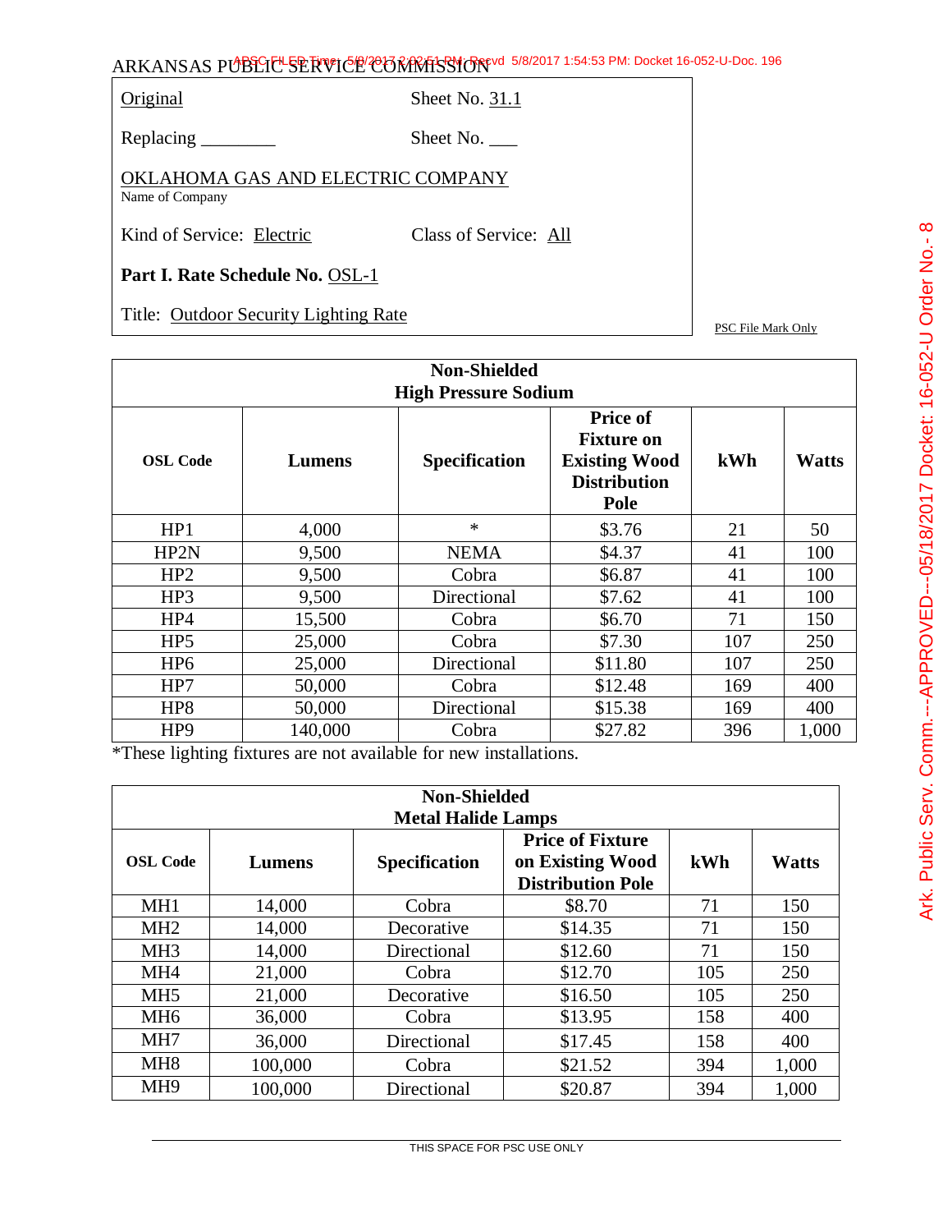ARKANSAS PUBLIC SERVICE COMMISSION

Original Sheet No. 31.1

Replacing ________ Sheet No. ___

OKLAHOMA GAS AND ELECTRIC COMPANY
Name of Company

Kind of Service: Electric Class of Service: All

**Part I. Rate Schedule No.** OSL-1

Title: Outdoor Security Lighting Rate

PSC File Mark Only

| **Non-Shielded High Pressure Sodium** | | | | | |
|---|---|---|---|---|---|
| **OSL Code** | **Lumens** | **Specification** | **Price of Fixture on Existing Wood Distribution Pole** | **kWh** | **Watts** |
| HP1 | 4,000 | * | $3.76 | 21 | 50 |
| HP2N | 9,500 | NEMA | $4.37 | 41 | 100 |
| HP2 | 9,500 | Cobra | $6.87 | 41 | 100 |
| HP3 | 9,500 | Directional | $7.62 | 41 | 100 |
| HP4 | 15,500 | Cobra | $6.70 | 71 | 150 |
| HP5 | 25,000 | Cobra | $7.30 | 107 | 250 |
| HP6 | 25,000 | Directional | $11.80 | 107 | 250 |
| HP7 | 50,000 | Cobra | $12.48 | 169 | 400 |
| HP8 | 50,000 | Directional | $15.38 | 169 | 400 |
| HP9 | 140,000 | Cobra | $27.82 | 396 | 1,000 |

*These lighting fixtures are not available for new installations.

| **Non-Shielded Metal Halide Lamps** | | | | | |
|---|---|---|---|---|---|
| **OSL Code** | **Lumens** | **Specification** | **Price of Fixture on Existing Wood Distribution Pole** | **kWh** | **Watts** |
| MH1 | 14,000 | Cobra | $8.70 | 71 | 150 |
| MH2 | 14,000 | Decorative | $14.35 | 71 | 150 |
| MH3 | 14,000 | Directional | $12.60 | 71 | 150 |
| MH4 | 21,000 | Cobra | $12.70 | 105 | 250 |
| MH5 | 21,000 | Decorative | $16.50 | 105 | 250 |
| MH6 | 36,000 | Cobra | $13.95 | 158 | 400 |
| MH7 | 36,000 | Directional | $17.45 | 158 | 400 |
| MH8 | 100,000 | Cobra | $21.52 | 394 | 1,000 |
| MH9 | 100,000 | Directional | $20.87 | 394 | 1,000 |

THIS SPACE FOR PSC USE ONLY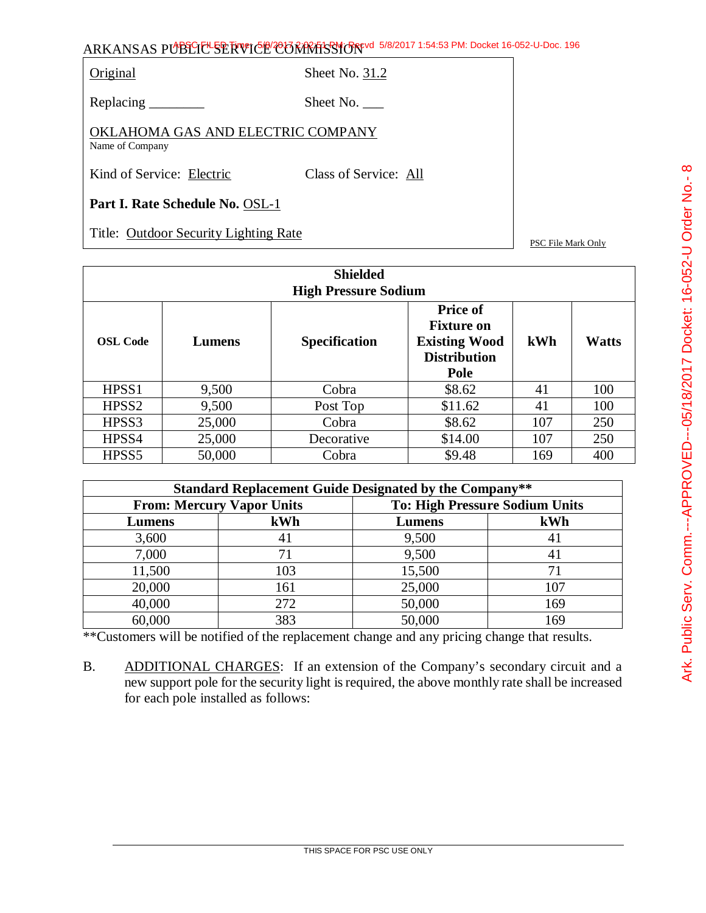ARKANSAS PUBLIC SERVICE COMMISSION

| Original | Sheet No. 31.2 |
|---|---|
| Replacing ________ | Sheet No. ___ |

OKLAHOMA GAS AND ELECTRIC COMPANY
Name of Company

Kind of Service: Electric Class of Service: All

**Part I. Rate Schedule No.** OSL-1

Title: Outdoor Security Lighting Rate

PSC File Mark Only

| **Shielded High Pressure Sodium** | | | | | |
|---|---|---|---|---|---|
| **OSL Code** | **Lumens** | **Specification** | **Price of Fixture on Existing Wood Distribution Pole** | **kWh** | **Watts** |
| HPSS1 | 9,500 | Cobra | $8.62 | 41 | 100 |
| HPSS2 | 9,500 | Post Top | $11.62 | 41 | 100 |
| HPSS3 | 25,000 | Cobra | $8.62 | 107 | 250 |
| HPSS4 | 25,000 | Decorative | $14.00 | 107 | 250 |
| HPSS5 | 50,000 | Cobra | $9.48 | 169 | 400 |

| **Standard Replacement Guide Designated by the Company**** | | | |
|---|---|---|---|
| **From: Mercury Vapor Units** | | **To: High Pressure Sodium Units** | |
| **Lumens** | **kWh** | **Lumens** | **kWh** |
| 3,600 | 41 | 9,500 | 41 |
| 7,000 | 71 | 9,500 | 41 |
| 11,500 | 103 | 15,500 | 71 |
| 20,000 | 161 | 25,000 | 107 |
| 40,000 | 272 | 50,000 | 169 |
| 60,000 | 383 | 50,000 | 169 |

**Customers will be notified of the replacement change and any pricing change that results.

B. ADDITIONAL CHARGES: If an extension of the Company's secondary circuit and a new support pole for the security light is required, the above monthly rate shall be increased for each pole installed as follows:

THIS SPACE FOR PSC USE ONLY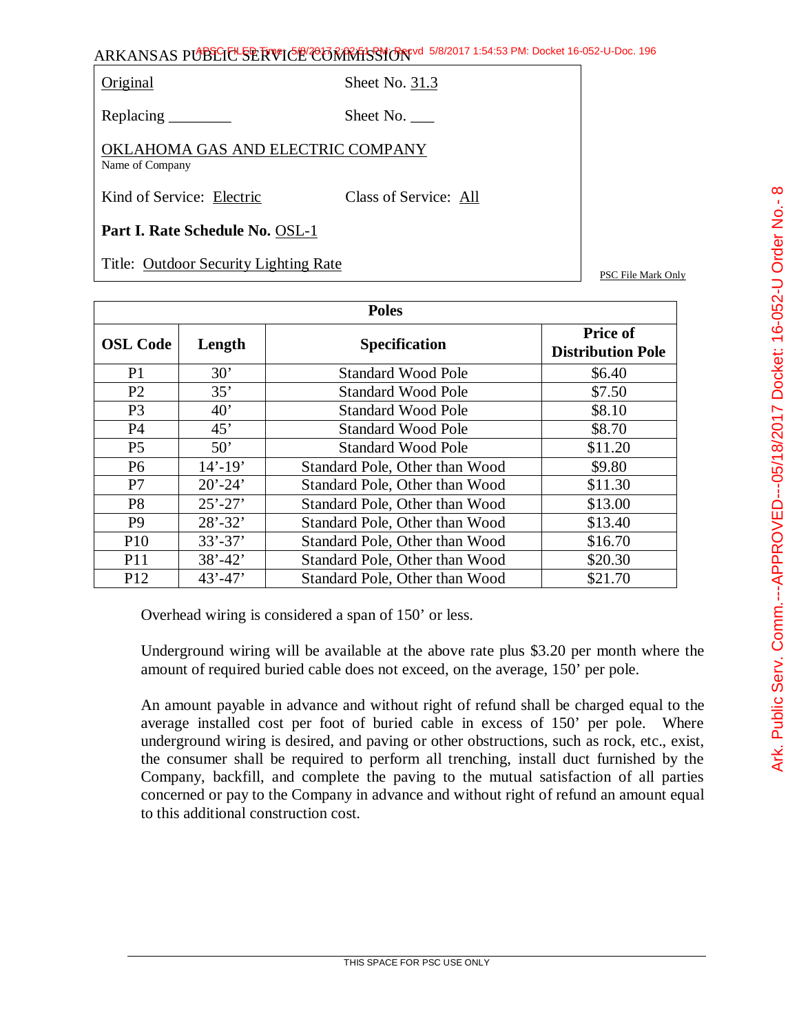ARKANSAS PUBLIC SERVICE COMMISSION

| | |
|---|---|
| Original | Sheet No. 31.3 |
| Replacing ________ | Sheet No. ___ |

OKLAHOMA GAS AND ELECTRIC COMPANY
Name of Company

Kind of Service: Electric Class of Service: All

**Part I. Rate Schedule No.** OSL-1

Title: Outdoor Security Lighting Rate

PSC File Mark Only

| Poles | | | |
|---|---|---|---|
| **OSL Code** | **Length** | **Specification** | **Price of Distribution Pole** |
| P1 | 30’ | Standard Wood Pole | $6.40 |
| P2 | 35’ | Standard Wood Pole | $7.50 |
| P3 | 40’ | Standard Wood Pole | $8.10 |
| P4 | 45’ | Standard Wood Pole | $8.70 |
| P5 | 50’ | Standard Wood Pole | $11.20 |
| P6 | 14’-19’ | Standard Pole, Other than Wood | $9.80 |
| P7 | 20’-24’ | Standard Pole, Other than Wood | $11.30 |
| P8 | 25’-27’ | Standard Pole, Other than Wood | $13.00 |
| P9 | 28’-32’ | Standard Pole, Other than Wood | $13.40 |
| P10 | 33’-37’ | Standard Pole, Other than Wood | $16.70 |
| P11 | 38’-42’ | Standard Pole, Other than Wood | $20.30 |
| P12 | 43’-47’ | Standard Pole, Other than Wood | $21.70 |

Overhead wiring is considered a span of 150’ or less.

Underground wiring will be available at the above rate plus $3.20 per month where the amount of required buried cable does not exceed, on the average, 150’ per pole.

An amount payable in advance and without right of refund shall be charged equal to the average installed cost per foot of buried cable in excess of 150’ per pole. Where underground wiring is desired, and paving or other obstructions, such as rock, etc., exist, the consumer shall be required to perform all trenching, install duct furnished by the Company, backfill, and complete the paving to the mutual satisfaction of all parties concerned or pay to the Company in advance and without right of refund an amount equal to this additional construction cost.

THIS SPACE FOR PSC USE ONLY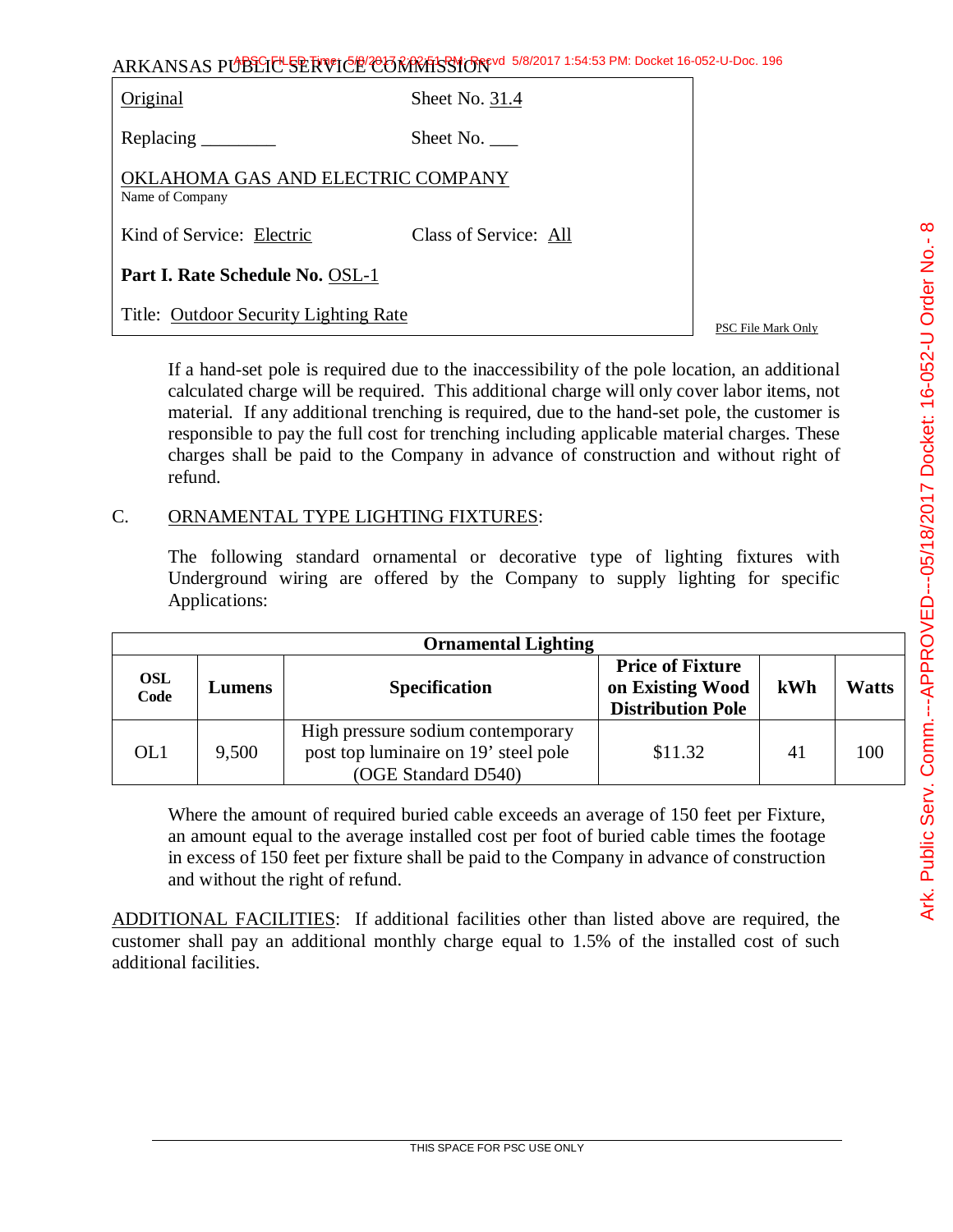ARKANSAS PUBLIC SERVICE COMMISSION

| Original | Sheet No. 31.4 |
|---|---|
| Replacing ________ | Sheet No. ___ |

OKLAHOMA GAS AND ELECTRIC COMPANY
Name of Company

Kind of Service: Electric    Class of Service: All

**Part I. Rate Schedule No.** OSL-1

Title: Outdoor Security Lighting Rate

PSC File Mark Only

If a hand-set pole is required due to the inaccessibility of the pole location, an additional calculated charge will be required. This additional charge will only cover labor items, not material. If any additional trenching is required, due to the hand-set pole, the customer is responsible to pay the full cost for trenching including applicable material charges. These charges shall be paid to the Company in advance of construction and without right of refund.

C. ORNAMENTAL TYPE LIGHTING FIXTURES:

The following standard ornamental or decorative type of lighting fixtures with Underground wiring are offered by the Company to supply lighting for specific Applications:

| **Ornamental Lighting** | | | | | |
|---|---|---|---|---|---|
| **OSL Code** | **Lumens** | **Specification** | **Price of Fixture on Existing Wood Distribution Pole** | **kWh** | **Watts** |
| OL1 | 9,500 | High pressure sodium contemporary post top luminaire on 19' steel pole (OGE Standard D540) | $11.32 | 41 | 100 |

Where the amount of required buried cable exceeds an average of 150 feet per Fixture, an amount equal to the average installed cost per foot of buried cable times the footage in excess of 150 feet per fixture shall be paid to the Company in advance of construction and without the right of refund.

ADDITIONAL FACILITIES: If additional facilities other than listed above are required, the customer shall pay an additional monthly charge equal to 1.5% of the installed cost of such additional facilities.

THIS SPACE FOR PSC USE ONLY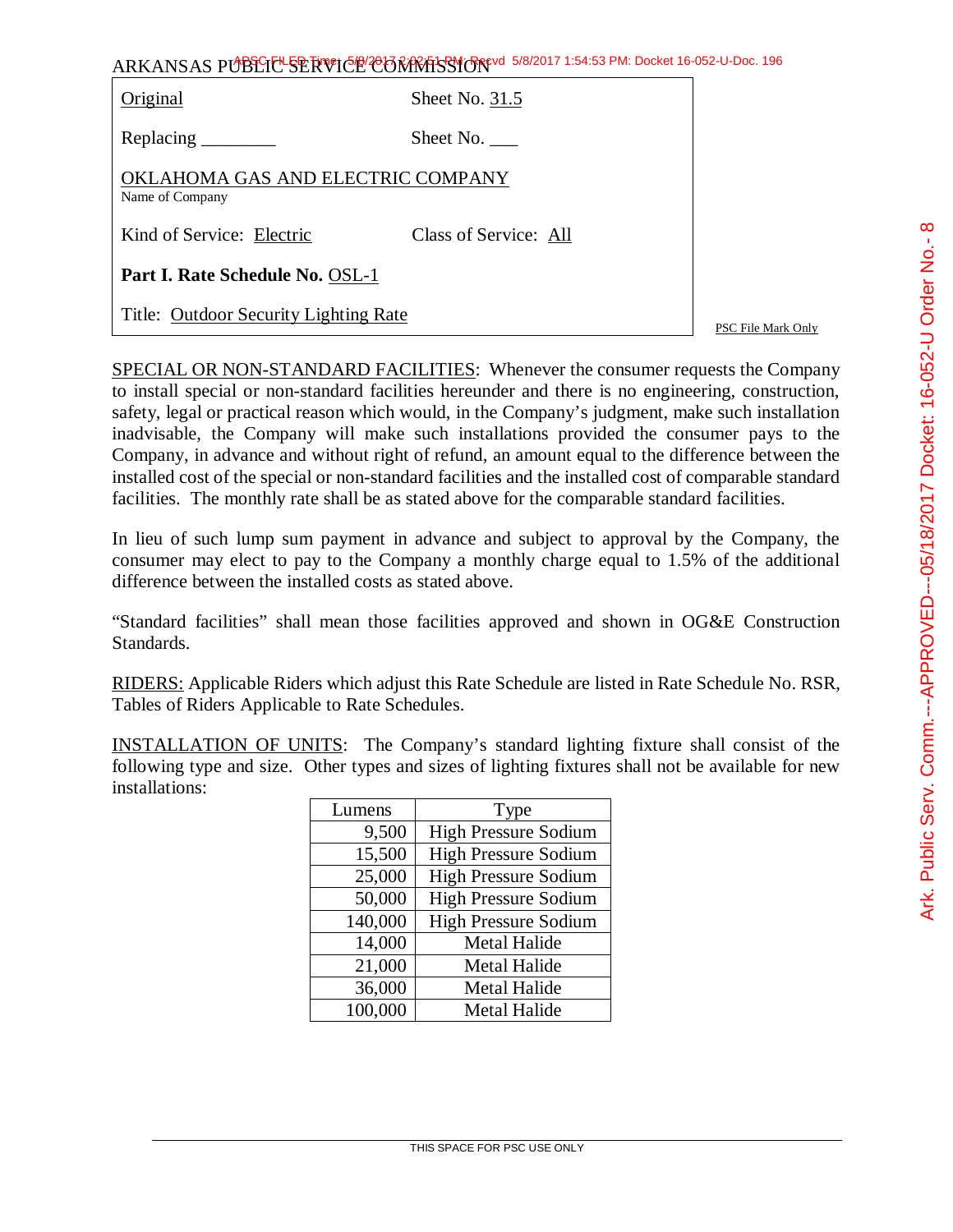ARKANSAS PUBLIC SERVICE COMMISSION

| Original | Sheet No. 31.5 |
|---|---|
| Replacing ________ | Sheet No. ___ |
| OKLAHOMA GAS AND ELECTRIC COMPANY<br>Name of Company | |
| Kind of Service: Electric | Class of Service: All |
| **Part I. Rate Schedule No.** OSL-1 | |
| Title: Outdoor Security Lighting Rate | |

PSC File Mark Only

SPECIAL OR NON-STANDARD FACILITIES: Whenever the consumer requests the Company to install special or non-standard facilities hereunder and there is no engineering, construction, safety, legal or practical reason which would, in the Company's judgment, make such installation inadvisable, the Company will make such installations provided the consumer pays to the Company, in advance and without right of refund, an amount equal to the difference between the installed cost of the special or non-standard facilities and the installed cost of comparable standard facilities. The monthly rate shall be as stated above for the comparable standard facilities.

In lieu of such lump sum payment in advance and subject to approval by the Company, the consumer may elect to pay to the Company a monthly charge equal to 1.5% of the additional difference between the installed costs as stated above.

"Standard facilities" shall mean those facilities approved and shown in OG&E Construction Standards.

RIDERS: Applicable Riders which adjust this Rate Schedule are listed in Rate Schedule No. RSR, Tables of Riders Applicable to Rate Schedules.

INSTALLATION OF UNITS: The Company's standard lighting fixture shall consist of the following type and size. Other types and sizes of lighting fixtures shall not be available for new installations:

| Lumens | Type |
|---|---|
| 9,500 | High Pressure Sodium |
| 15,500 | High Pressure Sodium |
| 25,000 | High Pressure Sodium |
| 50,000 | High Pressure Sodium |
| 140,000 | High Pressure Sodium |
| 14,000 | Metal Halide |
| 21,000 | Metal Halide |
| 36,000 | Metal Halide |
| 100,000 | Metal Halide |

THIS SPACE FOR PSC USE ONLY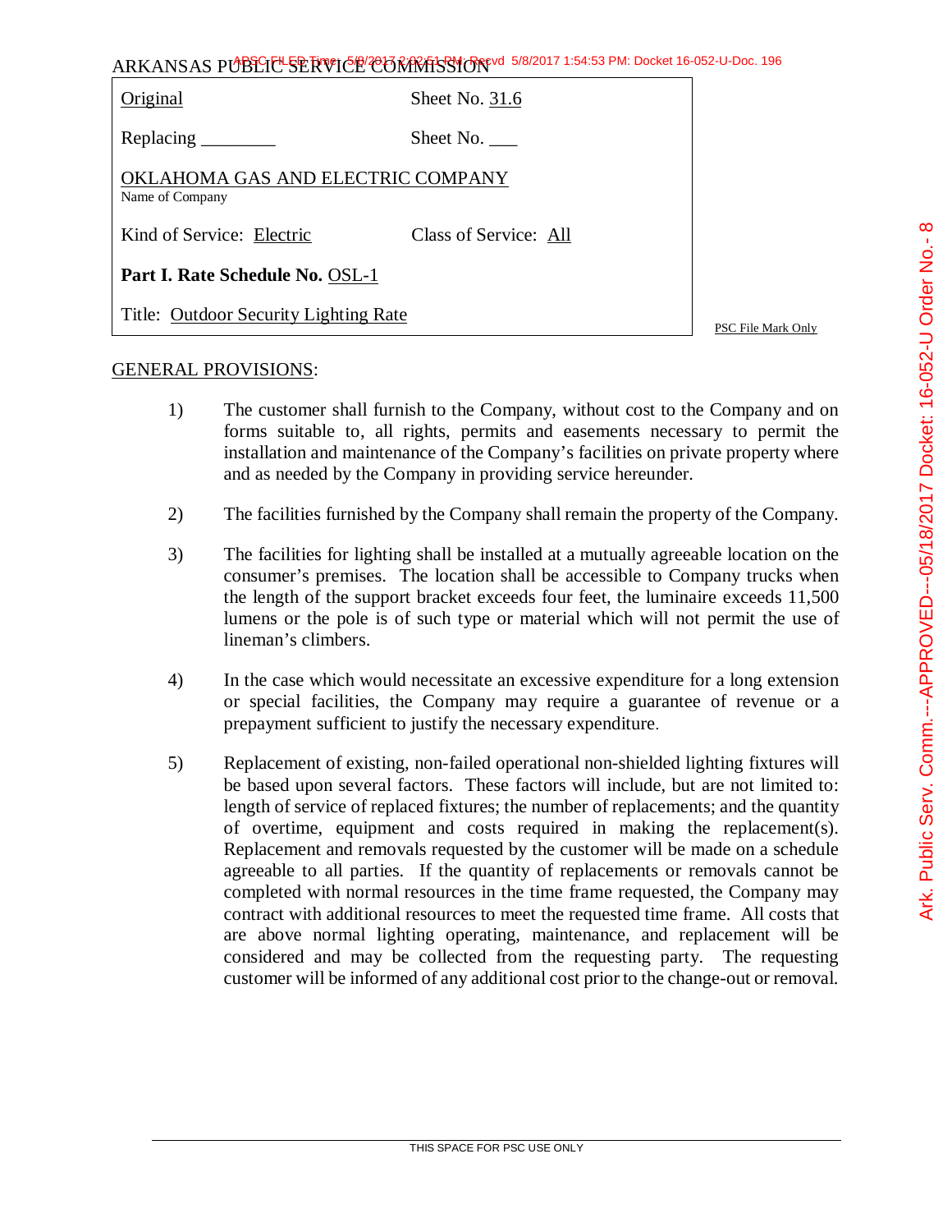ARKANSAS PUBLIC SERVICE COMMISSION

| | |
|---|---|
| Original | Sheet No. 31.6 |
| Replacing ________ | Sheet No. ___ |
| OKLAHOMA GAS AND ELECTRIC COMPANY<br>Name of Company | |
| Kind of Service: Electric | Class of Service: All |
| **Part I. Rate Schedule No.** OSL-1 | |
| Title: Outdoor Security Lighting Rate | |

PSC File Mark Only

GENERAL PROVISIONS:

1) The customer shall furnish to the Company, without cost to the Company and on forms suitable to, all rights, permits and easements necessary to permit the installation and maintenance of the Company's facilities on private property where and as needed by the Company in providing service hereunder.

2) The facilities furnished by the Company shall remain the property of the Company.

3) The facilities for lighting shall be installed at a mutually agreeable location on the consumer's premises. The location shall be accessible to Company trucks when the length of the support bracket exceeds four feet, the luminaire exceeds 11,500 lumens or the pole is of such type or material which will not permit the use of lineman's climbers.

4) In the case which would necessitate an excessive expenditure for a long extension or special facilities, the Company may require a guarantee of revenue or a prepayment sufficient to justify the necessary expenditure.

5) Replacement of existing, non-failed operational non-shielded lighting fixtures will be based upon several factors. These factors will include, but are not limited to: length of service of replaced fixtures; the number of replacements; and the quantity of overtime, equipment and costs required in making the replacement(s). Replacement and removals requested by the customer will be made on a schedule agreeable to all parties. If the quantity of replacements or removals cannot be completed with normal resources in the time frame requested, the Company may contract with additional resources to meet the requested time frame. All costs that are above normal lighting operating, maintenance, and replacement will be considered and may be collected from the requesting party. The requesting customer will be informed of any additional cost prior to the change-out or removal.

THIS SPACE FOR PSC USE ONLY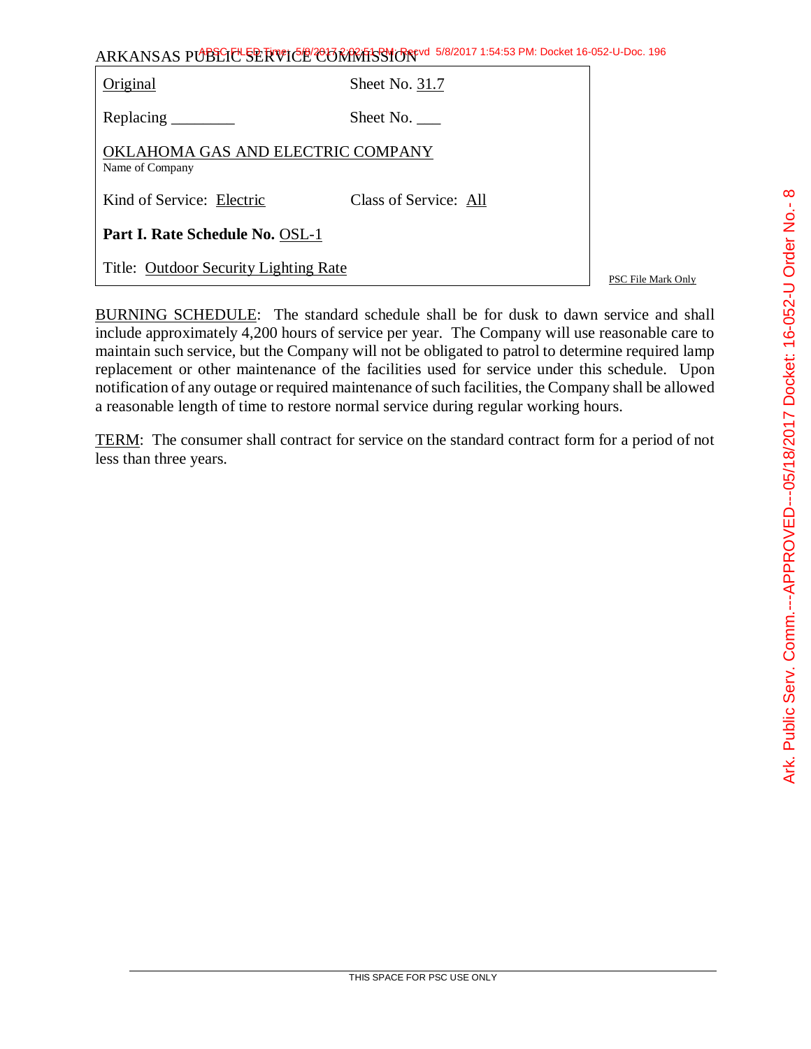ARKANSAS PUBLIC SERVICE COMMISSION

| | |
|---|---|
| Original | Sheet No. 31.7 |
| Replacing ________ | Sheet No. ___ |
| OKLAHOMA GAS AND ELECTRIC COMPANY<br>Name of Company | |
| Kind of Service: Electric | Class of Service: All |
| **Part I. Rate Schedule No.** OSL-1 | |
| Title: Outdoor Security Lighting Rate | |

PSC File Mark Only

BURNING SCHEDULE: The standard schedule shall be for dusk to dawn service and shall include approximately 4,200 hours of service per year. The Company will use reasonable care to maintain such service, but the Company will not be obligated to patrol to determine required lamp replacement or other maintenance of the facilities used for service under this schedule. Upon notification of any outage or required maintenance of such facilities, the Company shall be allowed a reasonable length of time to restore normal service during regular working hours.

TERM: The consumer shall contract for service on the standard contract form for a period of not less than three years.

THIS SPACE FOR PSC USE ONLY